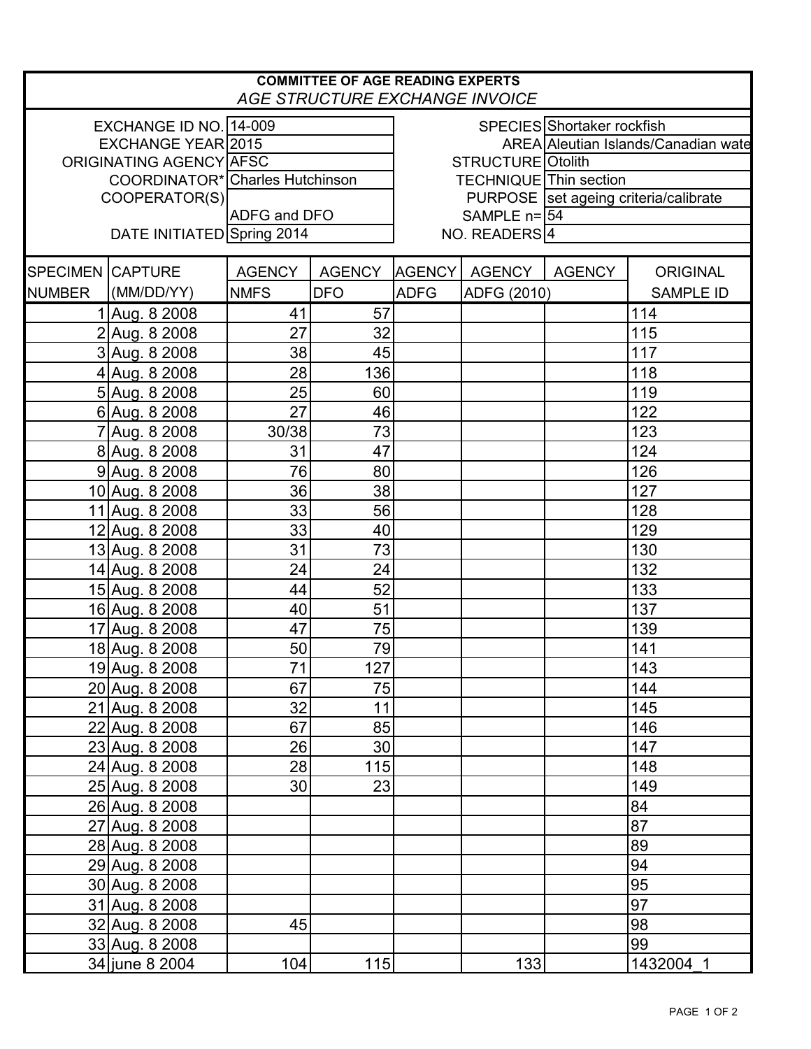**COMMITTEE OF AGE READING EXPERTS**

*AGE STRUCTURE EXCHANGE INVOICE*

| | | | |
|---|---|---|---|
| EXCHANGE ID NO. | 14-009 | SPECIES | Shortaker rockfish |
| EXCHANGE YEAR | 2015 | AREA | Aleutian Islands/Canadian wate |
| ORIGINATING AGENCY | AFSC | STRUCTURE | Otolith |
| COORDINATOR* | Charles Hutchinson | TECHNIQUE | Thin section |
| COOPERATOR(S) | ADFG and DFO | PURPOSE | set ageing criteria/calibrate |
| | | SAMPLE n= | 54 |
| DATE INITIATED | Spring 2014 | NO. READERS | 4 |

| SPECIMEN NUMBER | CAPTURE (MM/DD/YY) | AGENCY NMFS | AGENCY DFO | AGENCY ADFG | AGENCY ADFG (2010) | AGENCY | ORIGINAL SAMPLE ID |
|---|---|---|---|---|---|---|---|
| 1 | Aug. 8 2008 | 41 | 57 | | | | 114 |
| 2 | Aug. 8 2008 | 27 | 32 | | | | 115 |
| 3 | Aug. 8 2008 | 38 | 45 | | | | 117 |
| 4 | Aug. 8 2008 | 28 | 136 | | | | 118 |
| 5 | Aug. 8 2008 | 25 | 60 | | | | 119 |
| 6 | Aug. 8 2008 | 27 | 46 | | | | 122 |
| 7 | Aug. 8 2008 | 30/38 | 73 | | | | 123 |
| 8 | Aug. 8 2008 | 31 | 47 | | | | 124 |
| 9 | Aug. 8 2008 | 76 | 80 | | | | 126 |
| 10 | Aug. 8 2008 | 36 | 38 | | | | 127 |
| 11 | Aug. 8 2008 | 33 | 56 | | | | 128 |
| 12 | Aug. 8 2008 | 33 | 40 | | | | 129 |
| 13 | Aug. 8 2008 | 31 | 73 | | | | 130 |
| 14 | Aug. 8 2008 | 24 | 24 | | | | 132 |
| 15 | Aug. 8 2008 | 44 | 52 | | | | 133 |
| 16 | Aug. 8 2008 | 40 | 51 | | | | 137 |
| 17 | Aug. 8 2008 | 47 | 75 | | | | 139 |
| 18 | Aug. 8 2008 | 50 | 79 | | | | 141 |
| 19 | Aug. 8 2008 | 71 | 127 | | | | 143 |
| 20 | Aug. 8 2008 | 67 | 75 | | | | 144 |
| 21 | Aug. 8 2008 | 32 | 11 | | | | 145 |
| 22 | Aug. 8 2008 | 67 | 85 | | | | 146 |
| 23 | Aug. 8 2008 | 26 | 30 | | | | 147 |
| 24 | Aug. 8 2008 | 28 | 115 | | | | 148 |
| 25 | Aug. 8 2008 | 30 | 23 | | | | 149 |
| 26 | Aug. 8 2008 | | | | | | 84 |
| 27 | Aug. 8 2008 | | | | | | 87 |
| 28 | Aug. 8 2008 | | | | | | 89 |
| 29 | Aug. 8 2008 | | | | | | 94 |
| 30 | Aug. 8 2008 | | | | | | 95 |
| 31 | Aug. 8 2008 | | | | | | 97 |
| 32 | Aug. 8 2008 | 45 | | | | | 98 |
| 33 | Aug. 8 2008 | | | | | | 99 |
| 34 | june 8 2004 | 104 | 115 | | 133 | | 1432004_1 |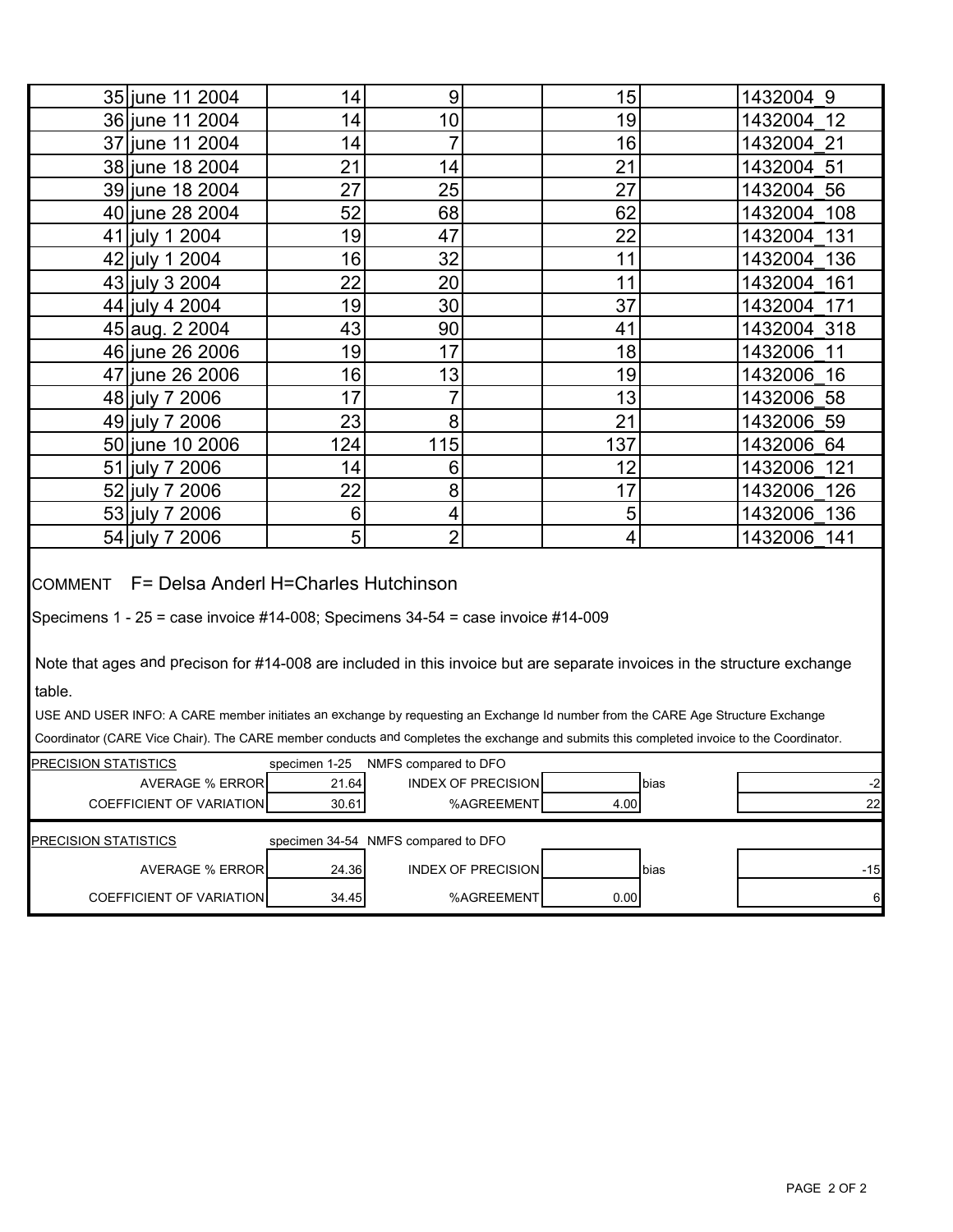| | | | | | | | |
|---|---|---|---|---|---|---|---|
| 35 | june 11 2004 | 14 | 9 | | 15 | | 1432004_9 |
| 36 | june 11 2004 | 14 | 10 | | 19 | | 1432004_12 |
| 37 | june 11 2004 | 14 | 7 | | 16 | | 1432004_21 |
| 38 | june 18 2004 | 21 | 14 | | 21 | | 1432004_51 |
| 39 | june 18 2004 | 27 | 25 | | 27 | | 1432004_56 |
| 40 | june 28 2004 | 52 | 68 | | 62 | | 1432004_108 |
| 41 | july 1 2004 | 19 | 47 | | 22 | | 1432004_131 |
| 42 | july 1 2004 | 16 | 32 | | 11 | | 1432004_136 |
| 43 | july 3 2004 | 22 | 20 | | 11 | | 1432004_161 |
| 44 | july 4 2004 | 19 | 30 | | 37 | | 1432004_171 |
| 45 | aug. 2 2004 | 43 | 90 | | 41 | | 1432004_318 |
| 46 | june 26 2006 | 19 | 17 | | 18 | | 1432006_11 |
| 47 | june 26 2006 | 16 | 13 | | 19 | | 1432006_16 |
| 48 | july 7 2006 | 17 | 7 | | 13 | | 1432006_58 |
| 49 | july 7 2006 | 23 | 8 | | 21 | | 1432006_59 |
| 50 | june 10 2006 | 124 | 115 | | 137 | | 1432006_64 |
| 51 | july 7 2006 | 14 | 6 | | 12 | | 1432006_121 |
| 52 | july 7 2006 | 22 | 8 | | 17 | | 1432006_126 |
| 53 | july 7 2006 | 6 | 4 | | 5 | | 1432006_136 |
| 54 | july 7 2006 | 5 | 2 | | 4 | | 1432006_141 |

COMMENT F= Delsa Anderl H=Charles Hutchinson

Specimens 1 - 25 = case invoice #14-008; Specimens 34-54 = case invoice #14-009

Note that ages and precison for #14-008 are included in this invoice but are separate invoices in the structure exchange table.

USE AND USER INFO: A CARE member initiates an exchange by requesting an Exchange Id number from the CARE Age Structure Exchange Coordinator (CARE Vice Chair). The CARE member conducts and completes the exchange and submits this completed invoice to the Coordinator.

| PRECISION STATISTICS | specimen 1-25 | NMFS compared to DFO | | | |
|---|---|---|---|---|---|
| AVERAGE % ERROR | 21.64 | INDEX OF PRECISION | | bias | -2 |
| COEFFICIENT OF VARIATION | 30.61 | %AGREEMENT | 4.00 | | 22 |

| PRECISION STATISTICS | specimen 34-54 | NMFS compared to DFO | | | |
|---|---|---|---|---|---|
| AVERAGE % ERROR | 24.36 | INDEX OF PRECISION | | bias | -15 |
| COEFFICIENT OF VARIATION | 34.45 | %AGREEMENT | 0.00 | | 6 |